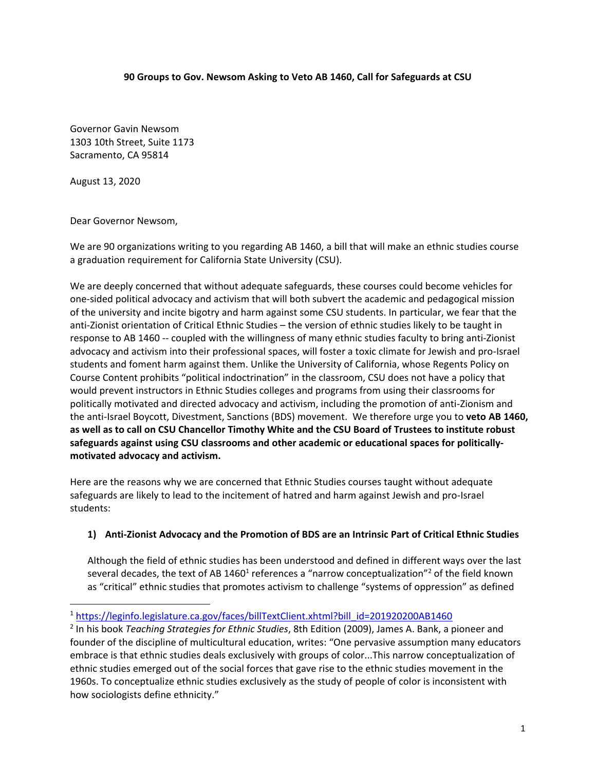**90 Groups to Gov. Newsom Asking to Veto AB 1460, Call for Safeguards at CSU**

Governor Gavin Newsom
1303 10th Street, Suite 1173
Sacramento, CA 95814

August 13, 2020

Dear Governor Newsom,

We are 90 organizations writing to you regarding AB 1460, a bill that will make an ethnic studies course a graduation requirement for California State University (CSU).

We are deeply concerned that without adequate safeguards, these courses could become vehicles for one-sided political advocacy and activism that will both subvert the academic and pedagogical mission of the university and incite bigotry and harm against some CSU students. In particular, we fear that the anti-Zionist orientation of Critical Ethnic Studies – the version of ethnic studies likely to be taught in response to AB 1460 -- coupled with the willingness of many ethnic studies faculty to bring anti-Zionist advocacy and activism into their professional spaces, will foster a toxic climate for Jewish and pro-Israel students and foment harm against them. Unlike the University of California, whose Regents Policy on Course Content prohibits "political indoctrination" in the classroom, CSU does not have a policy that would prevent instructors in Ethnic Studies colleges and programs from using their classrooms for politically motivated and directed advocacy and activism, including the promotion of anti-Zionism and the anti-Israel Boycott, Divestment, Sanctions (BDS) movement. We therefore urge you to **veto AB 1460, as well as to call on CSU Chancellor Timothy White and the CSU Board of Trustees to institute robust safeguards against using CSU classrooms and other academic or educational spaces for politically-motivated advocacy and activism.**

Here are the reasons why we are concerned that Ethnic Studies courses taught without adequate safeguards are likely to lead to the incitement of hatred and harm against Jewish and pro-Israel students:

**1) Anti-Zionist Advocacy and the Promotion of BDS are an Intrinsic Part of Critical Ethnic Studies**

Although the field of ethnic studies has been understood and defined in different ways over the last several decades, the text of AB 1460[1] references a "narrow conceptualization"[2] of the field known as "critical" ethnic studies that promotes activism to challenge "systems of oppression" as defined

---

[1] https://leginfo.legislature.ca.gov/faces/billTextClient.xhtml?bill_id=201920200AB1460

[2] In his book *Teaching Strategies for Ethnic Studies*, 8th Edition (2009), James A. Bank, a pioneer and founder of the discipline of multicultural education, writes: "One pervasive assumption many educators embrace is that ethnic studies deals exclusively with groups of color...This narrow conceptualization of ethnic studies emerged out of the social forces that gave rise to the ethnic studies movement in the 1960s. To conceptualize ethnic studies exclusively as the study of people of color is inconsistent with how sociologists define ethnicity."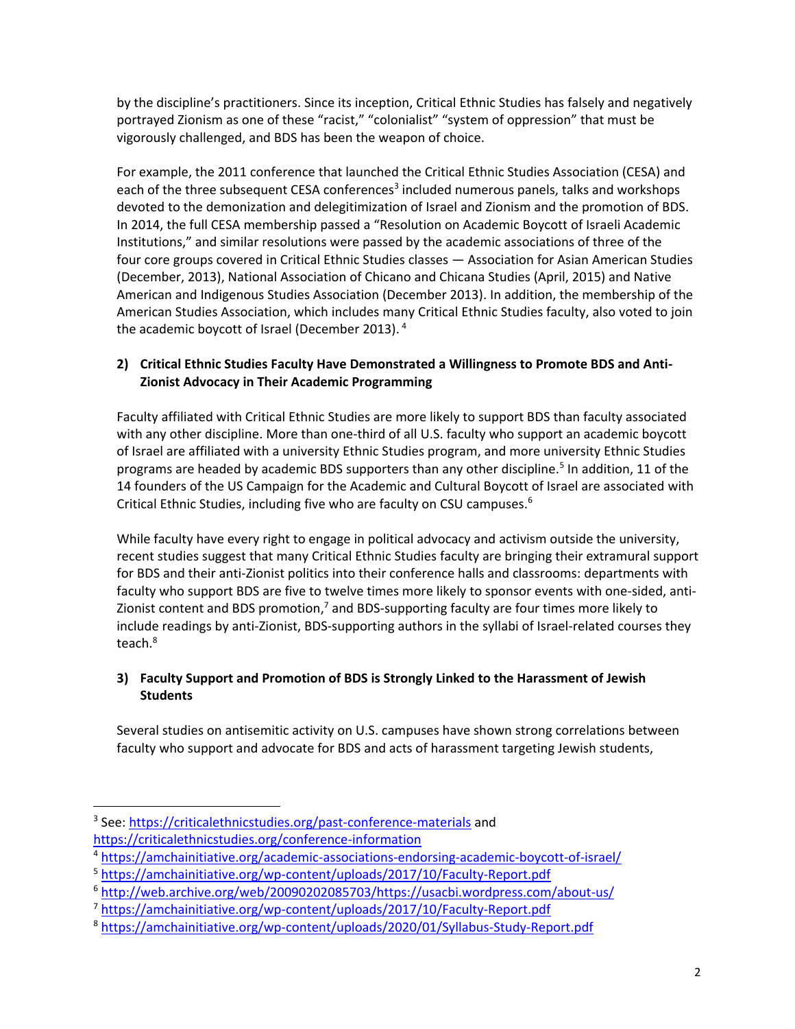by the discipline's practitioners. Since its inception, Critical Ethnic Studies has falsely and negatively portrayed Zionism as one of these "racist," "colonialist" "system of oppression" that must be vigorously challenged, and BDS has been the weapon of choice.

For example, the 2011 conference that launched the Critical Ethnic Studies Association (CESA) and each of the three subsequent CESA conferences[3] included numerous panels, talks and workshops devoted to the demonization and delegitimization of Israel and Zionism and the promotion of BDS. In 2014, the full CESA membership passed a "Resolution on Academic Boycott of Israeli Academic Institutions," and similar resolutions were passed by the academic associations of three of the four core groups covered in Critical Ethnic Studies classes — Association for Asian American Studies (December, 2013), National Association of Chicano and Chicana Studies (April, 2015) and Native American and Indigenous Studies Association (December 2013). In addition, the membership of the American Studies Association, which includes many Critical Ethnic Studies faculty, also voted to join the academic boycott of Israel (December 2013).[4]

**2) Critical Ethnic Studies Faculty Have Demonstrated a Willingness to Promote BDS and Anti-Zionist Advocacy in Their Academic Programming**

Faculty affiliated with Critical Ethnic Studies are more likely to support BDS than faculty associated with any other discipline. More than one-third of all U.S. faculty who support an academic boycott of Israel are affiliated with a university Ethnic Studies program, and more university Ethnic Studies programs are headed by academic BDS supporters than any other discipline.[5] In addition, 11 of the 14 founders of the US Campaign for the Academic and Cultural Boycott of Israel are associated with Critical Ethnic Studies, including five who are faculty on CSU campuses.[6]

While faculty have every right to engage in political advocacy and activism outside the university, recent studies suggest that many Critical Ethnic Studies faculty are bringing their extramural support for BDS and their anti-Zionist politics into their conference halls and classrooms: departments with faculty who support BDS are five to twelve times more likely to sponsor events with one-sided, anti-Zionist content and BDS promotion,[7] and BDS-supporting faculty are four times more likely to include readings by anti-Zionist, BDS-supporting authors in the syllabi of Israel-related courses they teach.[8]

**3) Faculty Support and Promotion of BDS is Strongly Linked to the Harassment of Jewish Students**

Several studies on antisemitic activity on U.S. campuses have shown strong correlations between faculty who support and advocate for BDS and acts of harassment targeting Jewish students,

---

[3] See: https://criticalethnicstudies.org/past-conference-materials and https://criticalethnicstudies.org/conference-information

[4] https://amchainitiative.org/academic-associations-endorsing-academic-boycott-of-israel/

[5] https://amchainitiative.org/wp-content/uploads/2017/10/Faculty-Report.pdf

[6] http://web.archive.org/web/20090202085703/https://usacbi.wordpress.com/about-us/

[7] https://amchainitiative.org/wp-content/uploads/2017/10/Faculty-Report.pdf

[8] https://amchainitiative.org/wp-content/uploads/2020/01/Syllabus-Study-Report.pdf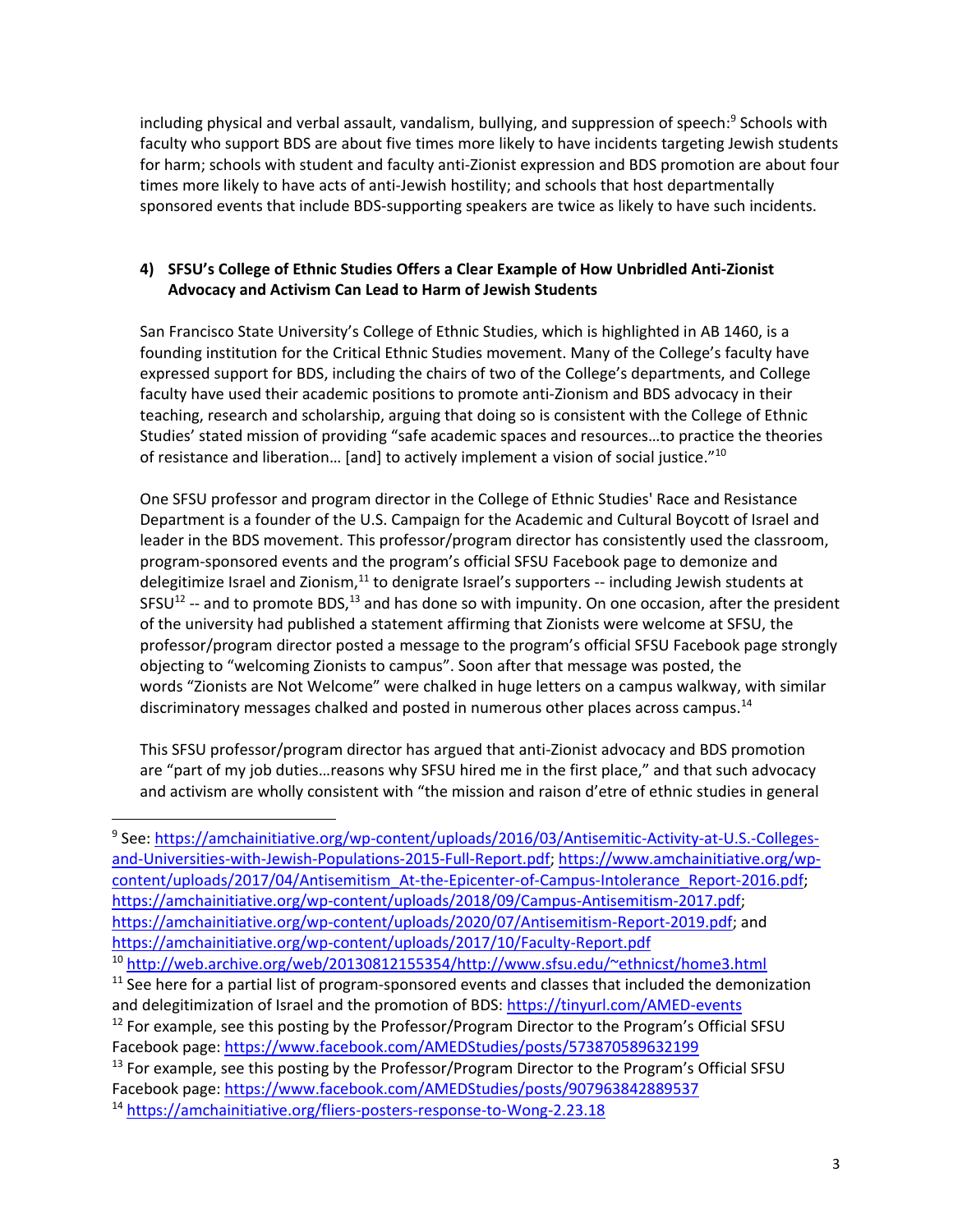including physical and verbal assault, vandalism, bullying, and suppression of speech:[9] Schools with faculty who support BDS are about five times more likely to have incidents targeting Jewish students for harm; schools with student and faculty anti-Zionist expression and BDS promotion are about four times more likely to have acts of anti-Jewish hostility; and schools that host departmentally sponsored events that include BDS-supporting speakers are twice as likely to have such incidents.

**4) SFSU's College of Ethnic Studies Offers a Clear Example of How Unbridled Anti-Zionist Advocacy and Activism Can Lead to Harm of Jewish Students**

San Francisco State University's College of Ethnic Studies, which is highlighted in AB 1460, is a founding institution for the Critical Ethnic Studies movement. Many of the College's faculty have expressed support for BDS, including the chairs of two of the College's departments, and College faculty have used their academic positions to promote anti-Zionism and BDS advocacy in their teaching, research and scholarship, arguing that doing so is consistent with the College of Ethnic Studies' stated mission of providing "safe academic spaces and resources…to practice the theories of resistance and liberation… [and] to actively implement a vision of social justice."[10]

One SFSU professor and program director in the College of Ethnic Studies' Race and Resistance Department is a founder of the U.S. Campaign for the Academic and Cultural Boycott of Israel and leader in the BDS movement. This professor/program director has consistently used the classroom, program-sponsored events and the program's official SFSU Facebook page to demonize and delegitimize Israel and Zionism,[11] to denigrate Israel's supporters -- including Jewish students at SFSU[12] -- and to promote BDS,[13] and has done so with impunity. On one occasion, after the president of the university had published a statement affirming that Zionists were welcome at SFSU, the professor/program director posted a message to the program's official SFSU Facebook page strongly objecting to "welcoming Zionists to campus". Soon after that message was posted, the words "Zionists are Not Welcome" were chalked in huge letters on a campus walkway, with similar discriminatory messages chalked and posted in numerous other places across campus.[14]

This SFSU professor/program director has argued that anti-Zionist advocacy and BDS promotion are "part of my job duties…reasons why SFSU hired me in the first place," and that such advocacy and activism are wholly consistent with "the mission and raison d'etre of ethnic studies in general

---

[9] See: https://amchainitiative.org/wp-content/uploads/2016/03/Antisemitic-Activity-at-U.S.-Colleges-and-Universities-with-Jewish-Populations-2015-Full-Report.pdf; https://www.amchainitiative.org/wp-content/uploads/2017/04/Antisemitism_At-the-Epicenter-of-Campus-Intolerance_Report-2016.pdf; https://amchainitiative.org/wp-content/uploads/2018/09/Campus-Antisemitism-2017.pdf; https://amchainitiative.org/wp-content/uploads/2020/07/Antisemitism-Report-2019.pdf; and https://amchainitiative.org/wp-content/uploads/2017/10/Faculty-Report.pdf

[10] http://web.archive.org/web/20130812155354/http://www.sfsu.edu/~ethnicst/home3.html

[11] See here for a partial list of program-sponsored events and classes that included the demonization and delegitimization of Israel and the promotion of BDS: https://tinyurl.com/AMED-events

[12] For example, see this posting by the Professor/Program Director to the Program's Official SFSU Facebook page: https://www.facebook.com/AMEDStudies/posts/573870589632199

[13] For example, see this posting by the Professor/Program Director to the Program's Official SFSU Facebook page: https://www.facebook.com/AMEDStudies/posts/907963842889537

[14] https://amchainitiative.org/fliers-posters-response-to-Wong-2.23.18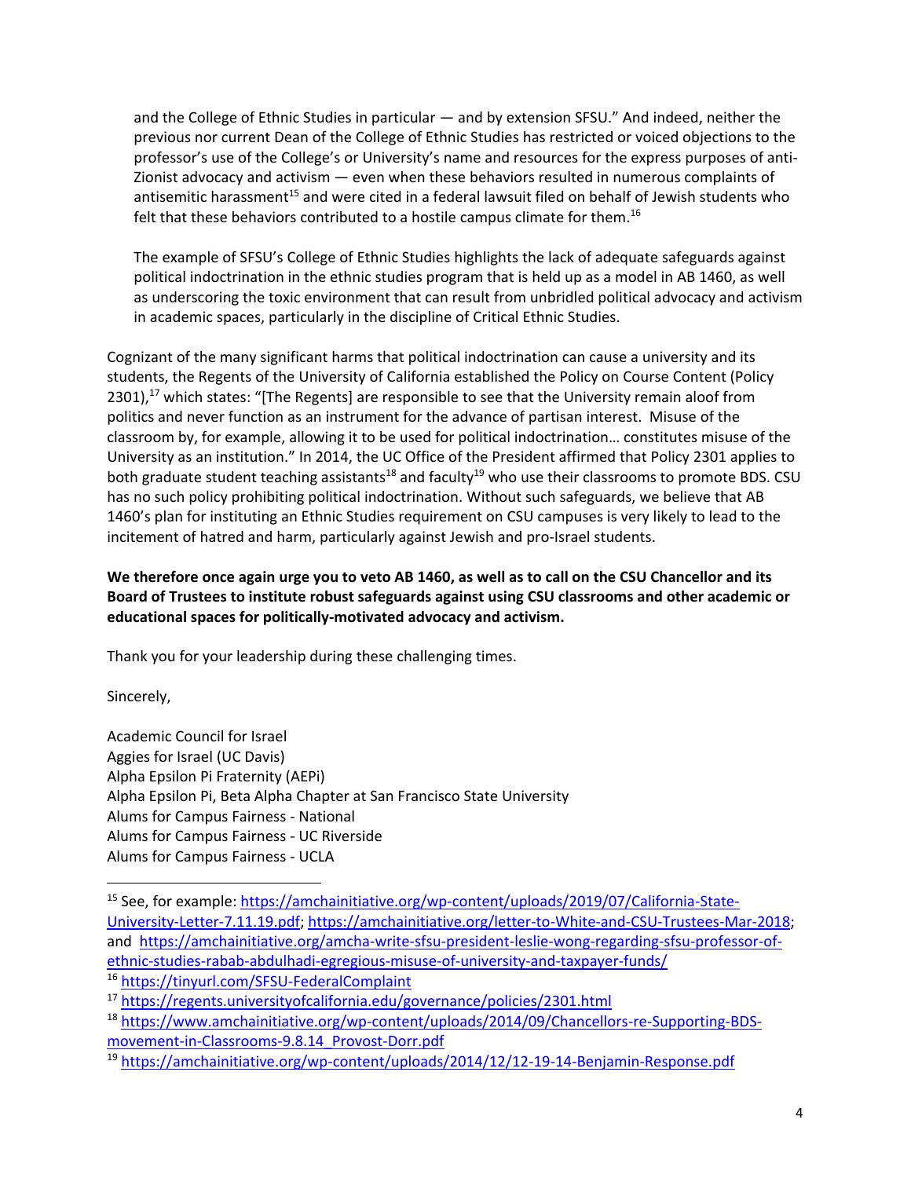and the College of Ethnic Studies in particular — and by extension SFSU." And indeed, neither the previous nor current Dean of the College of Ethnic Studies has restricted or voiced objections to the professor's use of the College's or University's name and resources for the express purposes of anti-Zionist advocacy and activism — even when these behaviors resulted in numerous complaints of antisemitic harassment[15] and were cited in a federal lawsuit filed on behalf of Jewish students who felt that these behaviors contributed to a hostile campus climate for them.[16]

The example of SFSU's College of Ethnic Studies highlights the lack of adequate safeguards against political indoctrination in the ethnic studies program that is held up as a model in AB 1460, as well as underscoring the toxic environment that can result from unbridled political advocacy and activism in academic spaces, particularly in the discipline of Critical Ethnic Studies.

Cognizant of the many significant harms that political indoctrination can cause a university and its students, the Regents of the University of California established the Policy on Course Content (Policy 2301),[17] which states: "[The Regents] are responsible to see that the University remain aloof from politics and never function as an instrument for the advance of partisan interest. Misuse of the classroom by, for example, allowing it to be used for political indoctrination… constitutes misuse of the University as an institution." In 2014, the UC Office of the President affirmed that Policy 2301 applies to both graduate student teaching assistants[18] and faculty[19] who use their classrooms to promote BDS. CSU has no such policy prohibiting political indoctrination. Without such safeguards, we believe that AB 1460's plan for instituting an Ethnic Studies requirement on CSU campuses is very likely to lead to the incitement of hatred and harm, particularly against Jewish and pro-Israel students.

**We therefore once again urge you to veto AB 1460, as well as to call on the CSU Chancellor and its Board of Trustees to institute robust safeguards against using CSU classrooms and other academic or educational spaces for politically-motivated advocacy and activism.**

Thank you for your leadership during these challenging times.

Sincerely,

Academic Council for Israel
Aggies for Israel (UC Davis)
Alpha Epsilon Pi Fraternity (AEPi)
Alpha Epsilon Pi, Beta Alpha Chapter at San Francisco State University
Alums for Campus Fairness - National
Alums for Campus Fairness - UC Riverside
Alums for Campus Fairness - UCLA

---

[15] See, for example: https://amchainitiative.org/wp-content/uploads/2019/07/California-State-University-Letter-7.11.19.pdf; https://amchainitiative.org/letter-to-White-and-CSU-Trustees-Mar-2018; and https://amchainitiative.org/amcha-write-sfsu-president-leslie-wong-regarding-sfsu-professor-of-ethnic-studies-rabab-abdulhadi-egregious-misuse-of-university-and-taxpayer-funds/

[16] https://tinyurl.com/SFSU-FederalComplaint

[17] https://regents.universityofcalifornia.edu/governance/policies/2301.html

[18] https://www.amchainitiative.org/wp-content/uploads/2014/09/Chancellors-re-Supporting-BDS-movement-in-Classrooms-9.8.14_Provost-Dorr.pdf

[19] https://amchainitiative.org/wp-content/uploads/2014/12/12-19-14-Benjamin-Response.pdf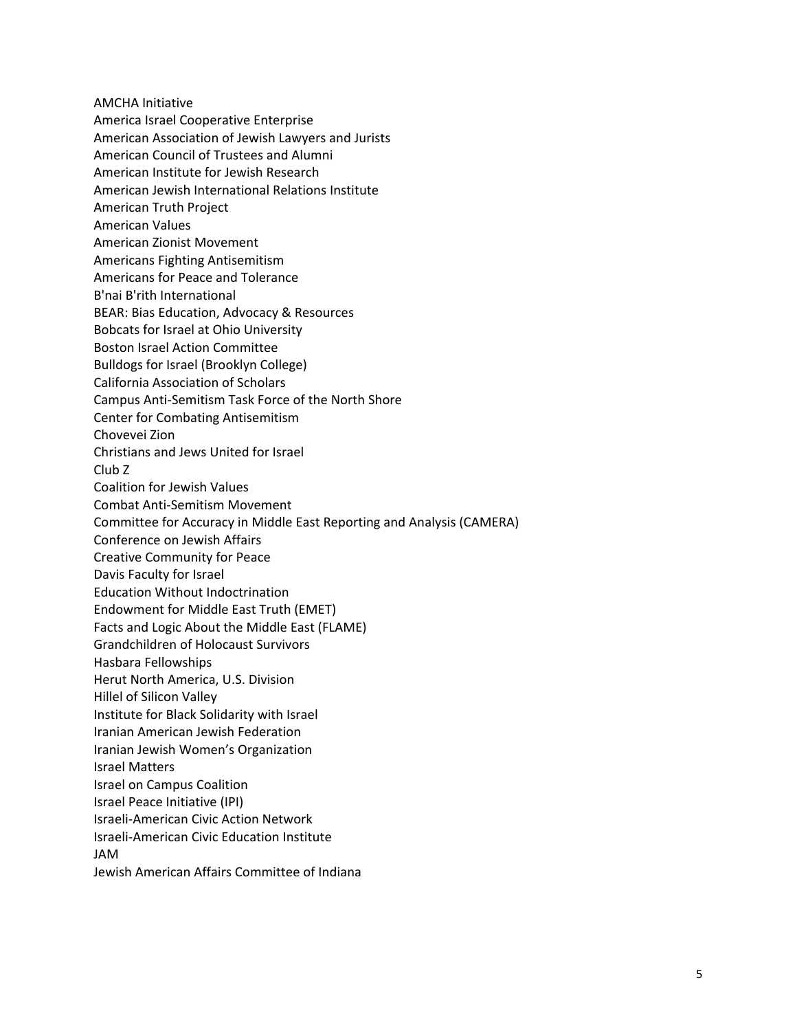AMCHA Initiative
America Israel Cooperative Enterprise
American Association of Jewish Lawyers and Jurists
American Council of Trustees and Alumni
American Institute for Jewish Research
American Jewish International Relations Institute
American Truth Project
American Values
American Zionist Movement
Americans Fighting Antisemitism
Americans for Peace and Tolerance
B'nai B'rith International
BEAR: Bias Education, Advocacy & Resources
Bobcats for Israel at Ohio University
Boston Israel Action Committee
Bulldogs for Israel (Brooklyn College)
California Association of Scholars
Campus Anti-Semitism Task Force of the North Shore
Center for Combating Antisemitism
Chovevei Zion
Christians and Jews United for Israel
Club Z
Coalition for Jewish Values
Combat Anti-Semitism Movement
Committee for Accuracy in Middle East Reporting and Analysis (CAMERA)
Conference on Jewish Affairs
Creative Community for Peace
Davis Faculty for Israel
Education Without Indoctrination
Endowment for Middle East Truth (EMET)
Facts and Logic About the Middle East (FLAME)
Grandchildren of Holocaust Survivors
Hasbara Fellowships
Herut North America, U.S. Division
Hillel of Silicon Valley
Institute for Black Solidarity with Israel
Iranian American Jewish Federation
Iranian Jewish Women's Organization
Israel Matters
Israel on Campus Coalition
Israel Peace Initiative (IPI)
Israeli-American Civic Action Network
Israeli-American Civic Education Institute
JAM
Jewish American Affairs Committee of Indiana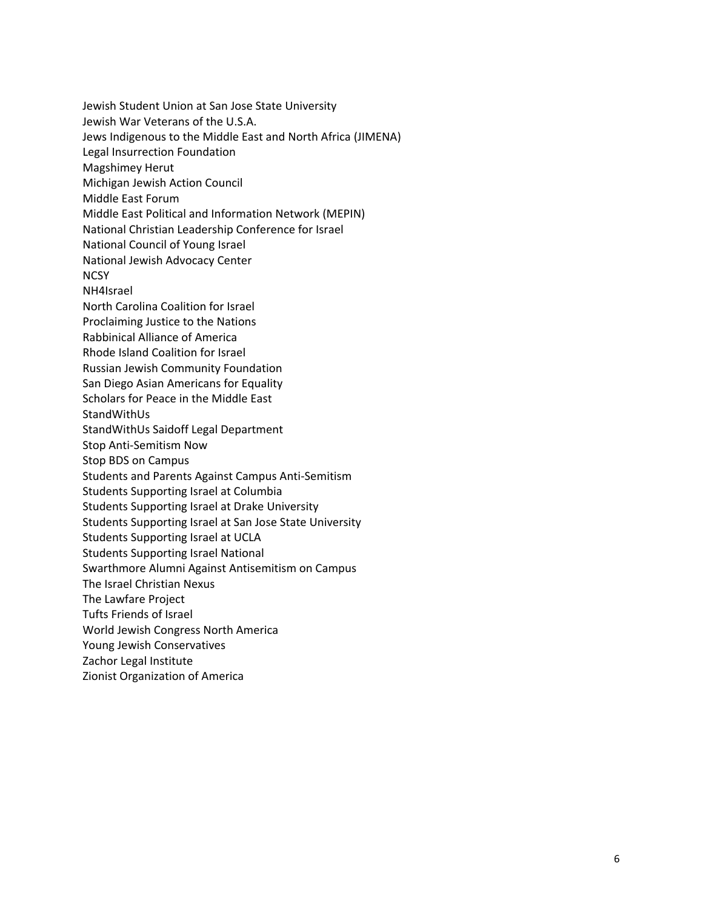Jewish Student Union at San Jose State University
Jewish War Veterans of the U.S.A.
Jews Indigenous to the Middle East and North Africa (JIMENA)
Legal Insurrection Foundation
Magshimey Herut
Michigan Jewish Action Council
Middle East Forum
Middle East Political and Information Network (MEPIN)
National Christian Leadership Conference for Israel
National Council of Young Israel
National Jewish Advocacy Center
NCSY
NH4Israel
North Carolina Coalition for Israel
Proclaiming Justice to the Nations
Rabbinical Alliance of America
Rhode Island Coalition for Israel
Russian Jewish Community Foundation
San Diego Asian Americans for Equality
Scholars for Peace in the Middle East
StandWithUs
StandWithUs Saidoff Legal Department
Stop Anti-Semitism Now
Stop BDS on Campus
Students and Parents Against Campus Anti-Semitism
Students Supporting Israel at Columbia
Students Supporting Israel at Drake University
Students Supporting Israel at San Jose State University
Students Supporting Israel at UCLA
Students Supporting Israel National
Swarthmore Alumni Against Antisemitism on Campus
The Israel Christian Nexus
The Lawfare Project
Tufts Friends of Israel
World Jewish Congress North America
Young Jewish Conservatives
Zachor Legal Institute
Zionist Organization of America